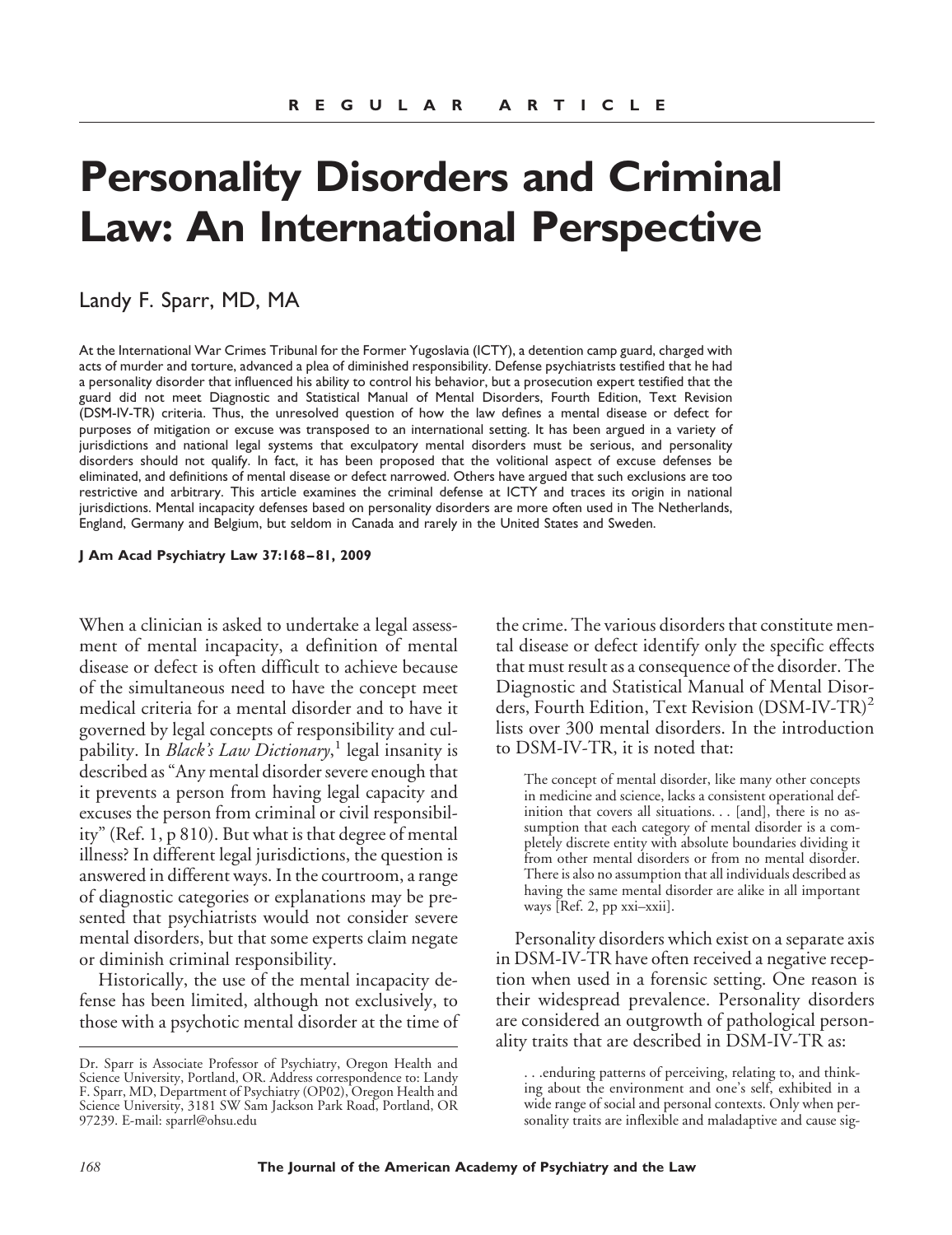REGULAR ARTICLE

# Personality Disorders and Criminal Law: An International Perspective

Landy F. Sparr, MD, MA

At the International War Crimes Tribunal for the Former Yugoslavia (ICTY), a detention camp guard, charged with acts of murder and torture, advanced a plea of diminished responsibility. Defense psychiatrists testified that he had a personality disorder that influenced his ability to control his behavior, but a prosecution expert testified that the guard did not meet Diagnostic and Statistical Manual of Mental Disorders, Fourth Edition, Text Revision (DSM-IV-TR) criteria. Thus, the unresolved question of how the law defines a mental disease or defect for purposes of mitigation or excuse was transposed to an international setting. It has been argued in a variety of jurisdictions and national legal systems that exculpatory mental disorders must be serious, and personality disorders should not qualify. In fact, it has been proposed that the volitional aspect of excuse defenses be eliminated, and definitions of mental disease or defect narrowed. Others have argued that such exclusions are too restrictive and arbitrary. This article examines the criminal defense at ICTY and traces its origin in national jurisdictions. Mental incapacity defenses based on personality disorders are more often used in The Netherlands, England, Germany and Belgium, but seldom in Canada and rarely in the United States and Sweden.

**J Am Acad Psychiatry Law 37:168–81, 2009**

When a clinician is asked to undertake a legal assessment of mental incapacity, a definition of mental disease or defect is often difficult to achieve because of the simultaneous need to have the concept meet medical criteria for a mental disorder and to have it governed by legal concepts of responsibility and culpability. In *Black's Law Dictionary*,[1] legal insanity is described as "Any mental disorder severe enough that it prevents a person from having legal capacity and excuses the person from criminal or civil responsibility" (Ref. 1, p 810). But what is that degree of mental illness? In different legal jurisdictions, the question is answered in different ways. In the courtroom, a range of diagnostic categories or explanations may be presented that psychiatrists would not consider severe mental disorders, but that some experts claim negate or diminish criminal responsibility.

Historically, the use of the mental incapacity defense has been limited, although not exclusively, to those with a psychotic mental disorder at the time of the crime. The various disorders that constitute mental disease or defect identify only the specific effects that must result as a consequence of the disorder. The Diagnostic and Statistical Manual of Mental Disorders, Fourth Edition, Text Revision (DSM-IV-TR)[2] lists over 300 mental disorders. In the introduction to DSM-IV-TR, it is noted that:

> The concept of mental disorder, like many other concepts in medicine and science, lacks a consistent operational definition that covers all situations. . . [and], there is no assumption that each category of mental disorder is a completely discrete entity with absolute boundaries dividing it from other mental disorders or from no mental disorder. There is also no assumption that all individuals described as having the same mental disorder are alike in all important ways [Ref. 2, pp xxi–xxii].

Personality disorders which exist on a separate axis in DSM-IV-TR have often received a negative reception when used in a forensic setting. One reason is their widespread prevalence. Personality disorders are considered an outgrowth of pathological personality traits that are described in DSM-IV-TR as:

> . . .enduring patterns of perceiving, relating to, and thinking about the environment and one's self, exhibited in a wide range of social and personal contexts. Only when personality traits are inflexible and maladaptive and cause sig-

Dr. Sparr is Associate Professor of Psychiatry, Oregon Health and Science University, Portland, OR. Address correspondence to: Landy F. Sparr, MD, Department of Psychiatry (OP02), Oregon Health and Science University, 3181 SW Sam Jackson Park Road, Portland, OR 97239. E-mail: sparrl@ohsu.edu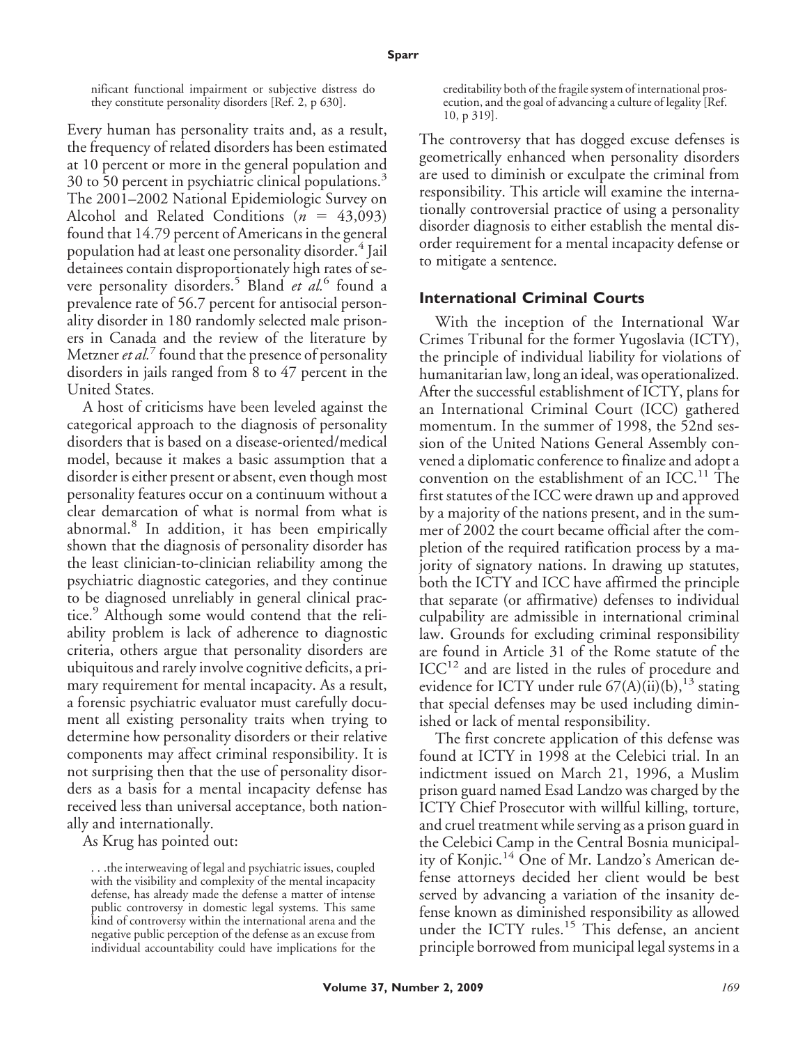nificant functional impairment or subjective distress do they constitute personality disorders [Ref. 2, p 630].

Every human has personality traits and, as a result, the frequency of related disorders has been estimated at 10 percent or more in the general population and 30 to 50 percent in psychiatric clinical populations.[3] The 2001–2002 National Epidemiologic Survey on Alcohol and Related Conditions ($n = 43{,}093$) found that 14.79 percent of Americans in the general population had at least one personality disorder.[4] Jail detainees contain disproportionately high rates of severe personality disorders.[5] Bland *et al.*[6] found a prevalence rate of 56.7 percent for antisocial personality disorder in 180 randomly selected male prisoners in Canada and the review of the literature by Metzner *et al.*[7] found that the presence of personality disorders in jails ranged from 8 to 47 percent in the United States.

A host of criticisms have been leveled against the categorical approach to the diagnosis of personality disorders that is based on a disease-oriented/medical model, because it makes a basic assumption that a disorder is either present or absent, even though most personality features occur on a continuum without a clear demarcation of what is normal from what is abnormal.[8] In addition, it has been empirically shown that the diagnosis of personality disorder has the least clinician-to-clinician reliability among the psychiatric diagnostic categories, and they continue to be diagnosed unreliably in general clinical practice.[9] Although some would contend that the reliability problem is lack of adherence to diagnostic criteria, others argue that personality disorders are ubiquitous and rarely involve cognitive deficits, a primary requirement for mental incapacity. As a result, a forensic psychiatric evaluator must carefully document all existing personality traits when trying to determine how personality disorders or their relative components may affect criminal responsibility. It is not surprising then that the use of personality disorders as a basis for a mental incapacity defense has received less than universal acceptance, both nationally and internationally.

As Krug has pointed out:

> . . .the interweaving of legal and psychiatric issues, coupled with the visibility and complexity of the mental incapacity defense, has already made the defense a matter of intense public controversy in domestic legal systems. This same kind of controversy within the international arena and the negative public perception of the defense as an excuse from individual accountability could have implications for the creditability both of the fragile system of international prosecution, and the goal of advancing a culture of legality [Ref. 10, p 319].

The controversy that has dogged excuse defenses is geometrically enhanced when personality disorders are used to diminish or exculpate the criminal from responsibility. This article will examine the internationally controversial practice of using a personality disorder diagnosis to either establish the mental disorder requirement for a mental incapacity defense or to mitigate a sentence.

## International Criminal Courts

With the inception of the International War Crimes Tribunal for the former Yugoslavia (ICTY), the principle of individual liability for violations of humanitarian law, long an ideal, was operationalized. After the successful establishment of ICTY, plans for an International Criminal Court (ICC) gathered momentum. In the summer of 1998, the 52nd session of the United Nations General Assembly convened a diplomatic conference to finalize and adopt a convention on the establishment of an ICC.[11] The first statutes of the ICC were drawn up and approved by a majority of the nations present, and in the summer of 2002 the court became official after the completion of the required ratification process by a majority of signatory nations. In drawing up statutes, both the ICTY and ICC have affirmed the principle that separate (or affirmative) defenses to individual culpability are admissible in international criminal law. Grounds for excluding criminal responsibility are found in Article 31 of the Rome statute of the ICC[12] and are listed in the rules of procedure and evidence for ICTY under rule 67(A)(ii)(b),[13] stating that special defenses may be used including diminished or lack of mental responsibility.

The first concrete application of this defense was found at ICTY in 1998 at the Celebici trial. In an indictment issued on March 21, 1996, a Muslim prison guard named Esad Landzo was charged by the ICTY Chief Prosecutor with willful killing, torture, and cruel treatment while serving as a prison guard in the Celebici Camp in the Central Bosnia municipality of Konjic.[14] One of Mr. Landzo's American defense attorneys decided her client would be best served by advancing a variation of the insanity defense known as diminished responsibility as allowed under the ICTY rules.[15] This defense, an ancient principle borrowed from municipal legal systems in a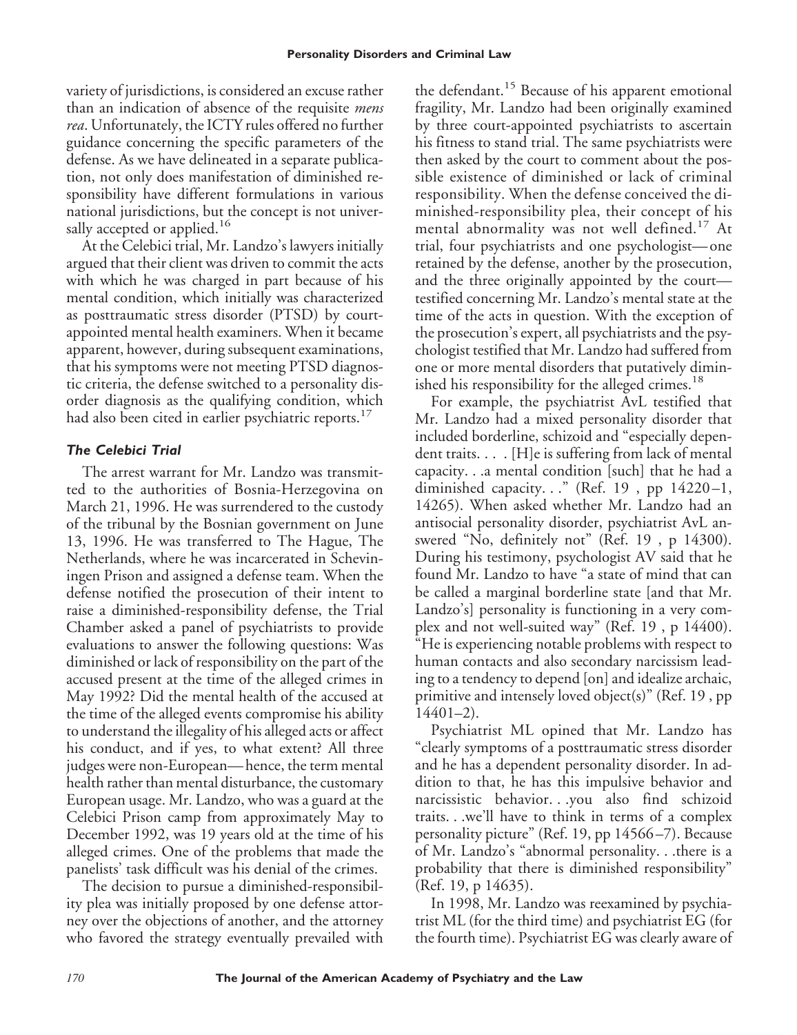variety of jurisdictions, is considered an excuse rather than an indication of absence of the requisite *mens rea*. Unfortunately, the ICTY rules offered no further guidance concerning the specific parameters of the defense. As we have delineated in a separate publication, not only does manifestation of diminished responsibility have different formulations in various national jurisdictions, but the concept is not universally accepted or applied.[16]

At the Celebici trial, Mr. Landzo's lawyers initially argued that their client was driven to commit the acts with which he was charged in part because of his mental condition, which initially was characterized as posttraumatic stress disorder (PTSD) by court-appointed mental health examiners. When it became apparent, however, during subsequent examinations, that his symptoms were not meeting PTSD diagnostic criteria, the defense switched to a personality disorder diagnosis as the qualifying condition, which had also been cited in earlier psychiatric reports.[17]

### *The Celebici Trial*

The arrest warrant for Mr. Landzo was transmitted to the authorities of Bosnia-Herzegovina on March 21, 1996. He was surrendered to the custody of the tribunal by the Bosnian government on June 13, 1996. He was transferred to The Hague, The Netherlands, where he was incarcerated in Scheveningen Prison and assigned a defense team. When the defense notified the prosecution of their intent to raise a diminished-responsibility defense, the Trial Chamber asked a panel of psychiatrists to provide evaluations to answer the following questions: Was diminished or lack of responsibility on the part of the accused present at the time of the alleged crimes in May 1992? Did the mental health of the accused at the time of the alleged events compromise his ability to understand the illegality of his alleged acts or affect his conduct, and if yes, to what extent? All three judges were non-European—hence, the term mental health rather than mental disturbance, the customary European usage. Mr. Landzo, who was a guard at the Celebici Prison camp from approximately May to December 1992, was 19 years old at the time of his alleged crimes. One of the problems that made the panelists' task difficult was his denial of the crimes.

The decision to pursue a diminished-responsibility plea was initially proposed by one defense attorney over the objections of another, and the attorney who favored the strategy eventually prevailed with the defendant.[15] Because of his apparent emotional fragility, Mr. Landzo had been originally examined by three court-appointed psychiatrists to ascertain his fitness to stand trial. The same psychiatrists were then asked by the court to comment about the possible existence of diminished or lack of criminal responsibility. When the defense conceived the diminished-responsibility plea, their concept of his mental abnormality was not well defined.[17] At trial, four psychiatrists and one psychologist—one retained by the defense, another by the prosecution, and the three originally appointed by the court—testified concerning Mr. Landzo's mental state at the time of the acts in question. With the exception of the prosecution's expert, all psychiatrists and the psychologist testified that Mr. Landzo had suffered from one or more mental disorders that putatively diminished his responsibility for the alleged crimes.[18]

For example, the psychiatrist AvL testified that Mr. Landzo had a mixed personality disorder that included borderline, schizoid and "especially dependent traits. . . . [H]e is suffering from lack of mental capacity. . .a mental condition [such] that he had a diminished capacity. . ." (Ref. 19 , pp 14220–1, 14265). When asked whether Mr. Landzo had an antisocial personality disorder, psychiatrist AvL answered "No, definitely not" (Ref. 19 , p 14300). During his testimony, psychologist AV said that he found Mr. Landzo to have "a state of mind that can be called a marginal borderline state [and that Mr. Landzo's] personality is functioning in a very complex and not well-suited way" (Ref. 19 , p 14400). "He is experiencing notable problems with respect to human contacts and also secondary narcissism leading to a tendency to depend [on] and idealize archaic, primitive and intensely loved object(s)" (Ref. 19 , pp 14401–2).

Psychiatrist ML opined that Mr. Landzo has "clearly symptoms of a posttraumatic stress disorder and he has a dependent personality disorder. In addition to that, he has this impulsive behavior and narcissistic behavior. . .you also find schizoid traits. . .we'll have to think in terms of a complex personality picture" (Ref. 19, pp 14566–7). Because of Mr. Landzo's "abnormal personality. . .there is a probability that there is diminished responsibility" (Ref. 19, p 14635).

In 1998, Mr. Landzo was reexamined by psychiatrist ML (for the third time) and psychiatrist EG (for the fourth time). Psychiatrist EG was clearly aware of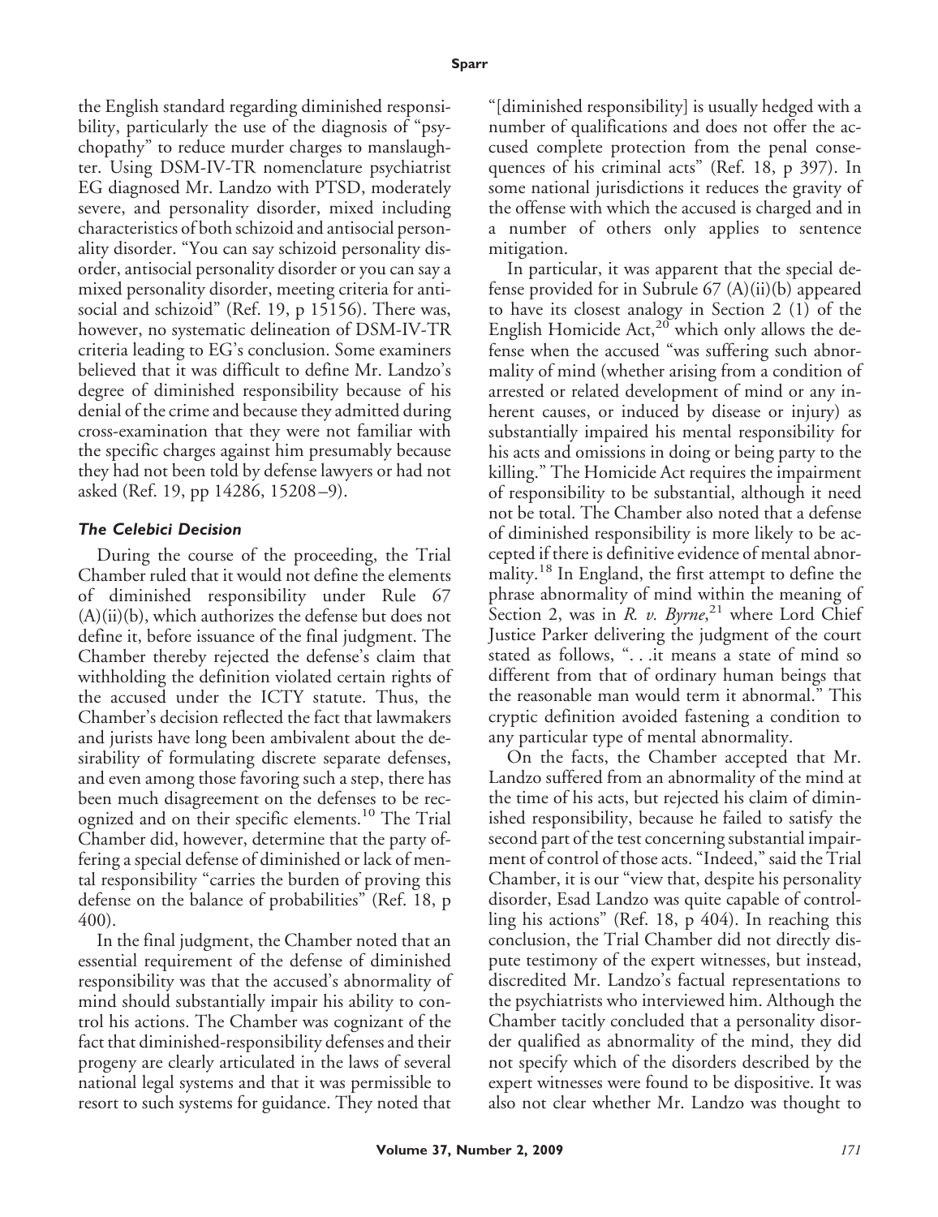the English standard regarding diminished responsibility, particularly the use of the diagnosis of "psychopathy" to reduce murder charges to manslaughter. Using DSM-IV-TR nomenclature psychiatrist EG diagnosed Mr. Landzo with PTSD, moderately severe, and personality disorder, mixed including characteristics of both schizoid and antisocial personality disorder. "You can say schizoid personality disorder, antisocial personality disorder or you can say a mixed personality disorder, meeting criteria for antisocial and schizoid" (Ref. 19, p 15156). There was, however, no systematic delineation of DSM-IV-TR criteria leading to EG's conclusion. Some examiners believed that it was difficult to define Mr. Landzo's degree of diminished responsibility because of his denial of the crime and because they admitted during cross-examination that they were not familiar with the specific charges against him presumably because they had not been told by defense lawyers or had not asked (Ref. 19, pp 14286, 15208–9).

### *The Celebici Decision*

During the course of the proceeding, the Trial Chamber ruled that it would not define the elements of diminished responsibility under Rule 67 (A)(ii)(b), which authorizes the defense but does not define it, before issuance of the final judgment. The Chamber thereby rejected the defense's claim that withholding the definition violated certain rights of the accused under the ICTY statute. Thus, the Chamber's decision reflected the fact that lawmakers and jurists have long been ambivalent about the desirability of formulating discrete separate defenses, and even among those favoring such a step, there has been much disagreement on the defenses to be recognized and on their specific elements.[10] The Trial Chamber did, however, determine that the party offering a special defense of diminished or lack of mental responsibility "carries the burden of proving this defense on the balance of probabilities" (Ref. 18, p 400).

In the final judgment, the Chamber noted that an essential requirement of the defense of diminished responsibility was that the accused's abnormality of mind should substantially impair his ability to control his actions. The Chamber was cognizant of the fact that diminished-responsibility defenses and their progeny are clearly articulated in the laws of several national legal systems and that it was permissible to resort to such systems for guidance. They noted that "[diminished responsibility] is usually hedged with a number of qualifications and does not offer the accused complete protection from the penal consequences of his criminal acts" (Ref. 18, p 397). In some national jurisdictions it reduces the gravity of the offense with which the accused is charged and in a number of others only applies to sentence mitigation.

In particular, it was apparent that the special defense provided for in Subrule 67 (A)(ii)(b) appeared to have its closest analogy in Section 2 (1) of the English Homicide Act,[20] which only allows the defense when the accused "was suffering such abnormality of mind (whether arising from a condition of arrested or related development of mind or any inherent causes, or induced by disease or injury) as substantially impaired his mental responsibility for his acts and omissions in doing or being party to the killing." The Homicide Act requires the impairment of responsibility to be substantial, although it need not be total. The Chamber also noted that a defense of diminished responsibility is more likely to be accepted if there is definitive evidence of mental abnormality.[18] In England, the first attempt to define the phrase abnormality of mind within the meaning of Section 2, was in *R. v. Byrne*,[21] where Lord Chief Justice Parker delivering the judgment of the court stated as follows, ". . .it means a state of mind so different from that of ordinary human beings that the reasonable man would term it abnormal." This cryptic definition avoided fastening a condition to any particular type of mental abnormality.

On the facts, the Chamber accepted that Mr. Landzo suffered from an abnormality of the mind at the time of his acts, but rejected his claim of diminished responsibility, because he failed to satisfy the second part of the test concerning substantial impairment of control of those acts. "Indeed," said the Trial Chamber, it is our "view that, despite his personality disorder, Esad Landzo was quite capable of controlling his actions" (Ref. 18, p 404). In reaching this conclusion, the Trial Chamber did not directly dispute testimony of the expert witnesses, but instead, discredited Mr. Landzo's factual representations to the psychiatrists who interviewed him. Although the Chamber tacitly concluded that a personality disorder qualified as abnormality of the mind, they did not specify which of the disorders described by the expert witnesses were found to be dispositive. It was also not clear whether Mr. Landzo was thought to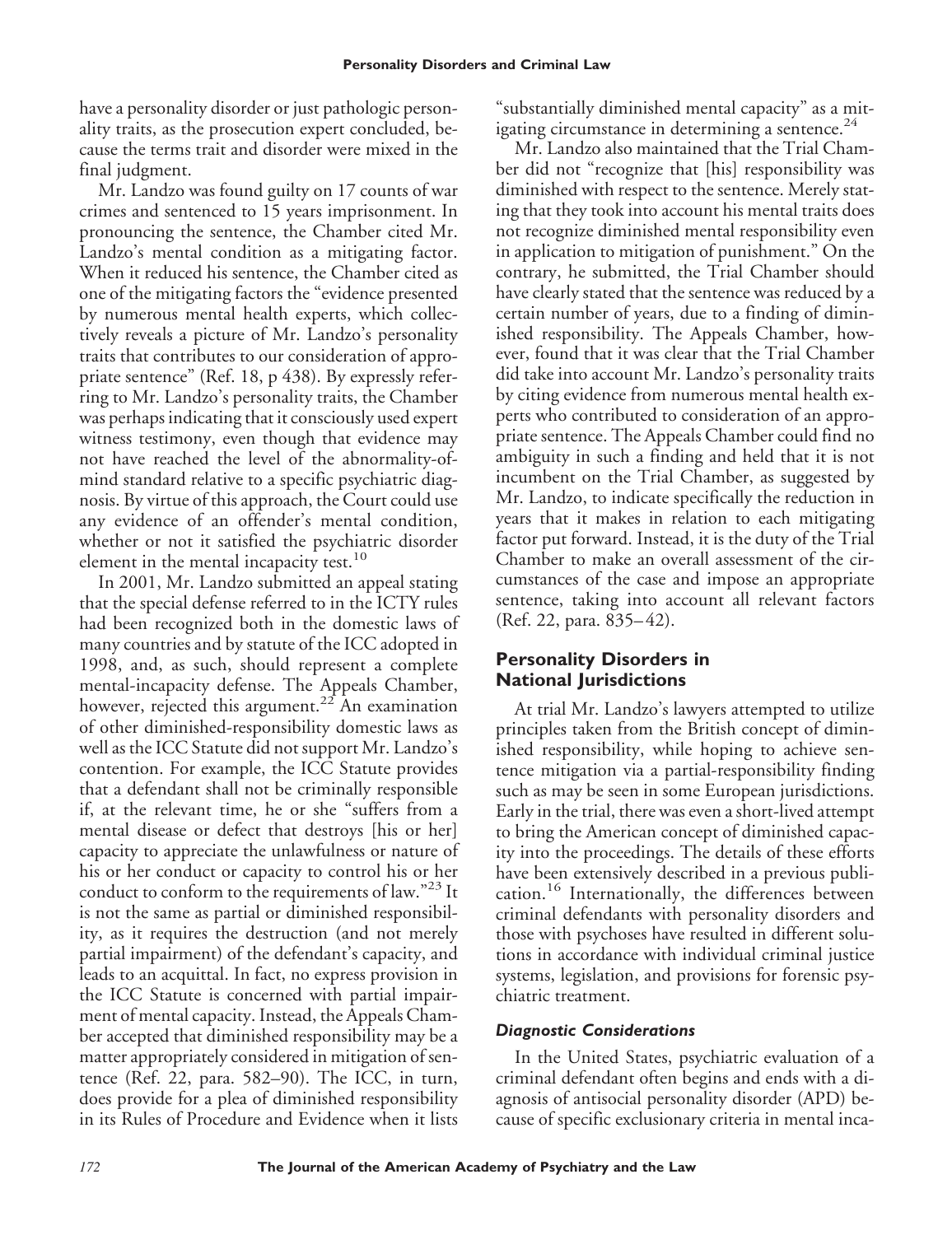have a personality disorder or just pathologic personality traits, as the prosecution expert concluded, because the terms trait and disorder were mixed in the final judgment.

Mr. Landzo was found guilty on 17 counts of war crimes and sentenced to 15 years imprisonment. In pronouncing the sentence, the Chamber cited Mr. Landzo's mental condition as a mitigating factor. When it reduced his sentence, the Chamber cited as one of the mitigating factors the "evidence presented by numerous mental health experts, which collectively reveals a picture of Mr. Landzo's personality traits that contributes to our consideration of appropriate sentence" (Ref. 18, p 438). By expressly referring to Mr. Landzo's personality traits, the Chamber was perhaps indicating that it consciously used expert witness testimony, even though that evidence may not have reached the level of the abnormality-of-mind standard relative to a specific psychiatric diagnosis. By virtue of this approach, the Court could use any evidence of an offender's mental condition, whether or not it satisfied the psychiatric disorder element in the mental incapacity test.[10]

In 2001, Mr. Landzo submitted an appeal stating that the special defense referred to in the ICTY rules had been recognized both in the domestic laws of many countries and by statute of the ICC adopted in 1998, and, as such, should represent a complete mental-incapacity defense. The Appeals Chamber, however, rejected this argument.[22] An examination of other diminished-responsibility domestic laws as well as the ICC Statute did not support Mr. Landzo's contention. For example, the ICC Statute provides that a defendant shall not be criminally responsible if, at the relevant time, he or she "suffers from a mental disease or defect that destroys [his or her] capacity to appreciate the unlawfulness or nature of his or her conduct or capacity to control his or her conduct to conform to the requirements of law."[23] It is not the same as partial or diminished responsibility, as it requires the destruction (and not merely partial impairment) of the defendant's capacity, and leads to an acquittal. In fact, no express provision in the ICC Statute is concerned with partial impairment of mental capacity. Instead, the Appeals Chamber accepted that diminished responsibility may be a matter appropriately considered in mitigation of sentence (Ref. 22, para. 582–90). The ICC, in turn, does provide for a plea of diminished responsibility in its Rules of Procedure and Evidence when it lists "substantially diminished mental capacity" as a mitigating circumstance in determining a sentence.[24]

Mr. Landzo also maintained that the Trial Chamber did not "recognize that [his] responsibility was diminished with respect to the sentence. Merely stating that they took into account his mental traits does not recognize diminished mental responsibility even in application to mitigation of punishment." On the contrary, he submitted, the Trial Chamber should have clearly stated that the sentence was reduced by a certain number of years, due to a finding of diminished responsibility. The Appeals Chamber, however, found that it was clear that the Trial Chamber did take into account Mr. Landzo's personality traits by citing evidence from numerous mental health experts who contributed to consideration of an appropriate sentence. The Appeals Chamber could find no ambiguity in such a finding and held that it is not incumbent on the Trial Chamber, as suggested by Mr. Landzo, to indicate specifically the reduction in years that it makes in relation to each mitigating factor put forward. Instead, it is the duty of the Trial Chamber to make an overall assessment of the circumstances of the case and impose an appropriate sentence, taking into account all relevant factors (Ref. 22, para. 835–42).

## Personality Disorders in National Jurisdictions

At trial Mr. Landzo's lawyers attempted to utilize principles taken from the British concept of diminished responsibility, while hoping to achieve sentence mitigation via a partial-responsibility finding such as may be seen in some European jurisdictions. Early in the trial, there was even a short-lived attempt to bring the American concept of diminished capacity into the proceedings. The details of these efforts have been extensively described in a previous publication.[16] Internationally, the differences between criminal defendants with personality disorders and those with psychoses have resulted in different solutions in accordance with individual criminal justice systems, legislation, and provisions for forensic psychiatric treatment.

### *Diagnostic Considerations*

In the United States, psychiatric evaluation of a criminal defendant often begins and ends with a diagnosis of antisocial personality disorder (APD) because of specific exclusionary criteria in mental inca-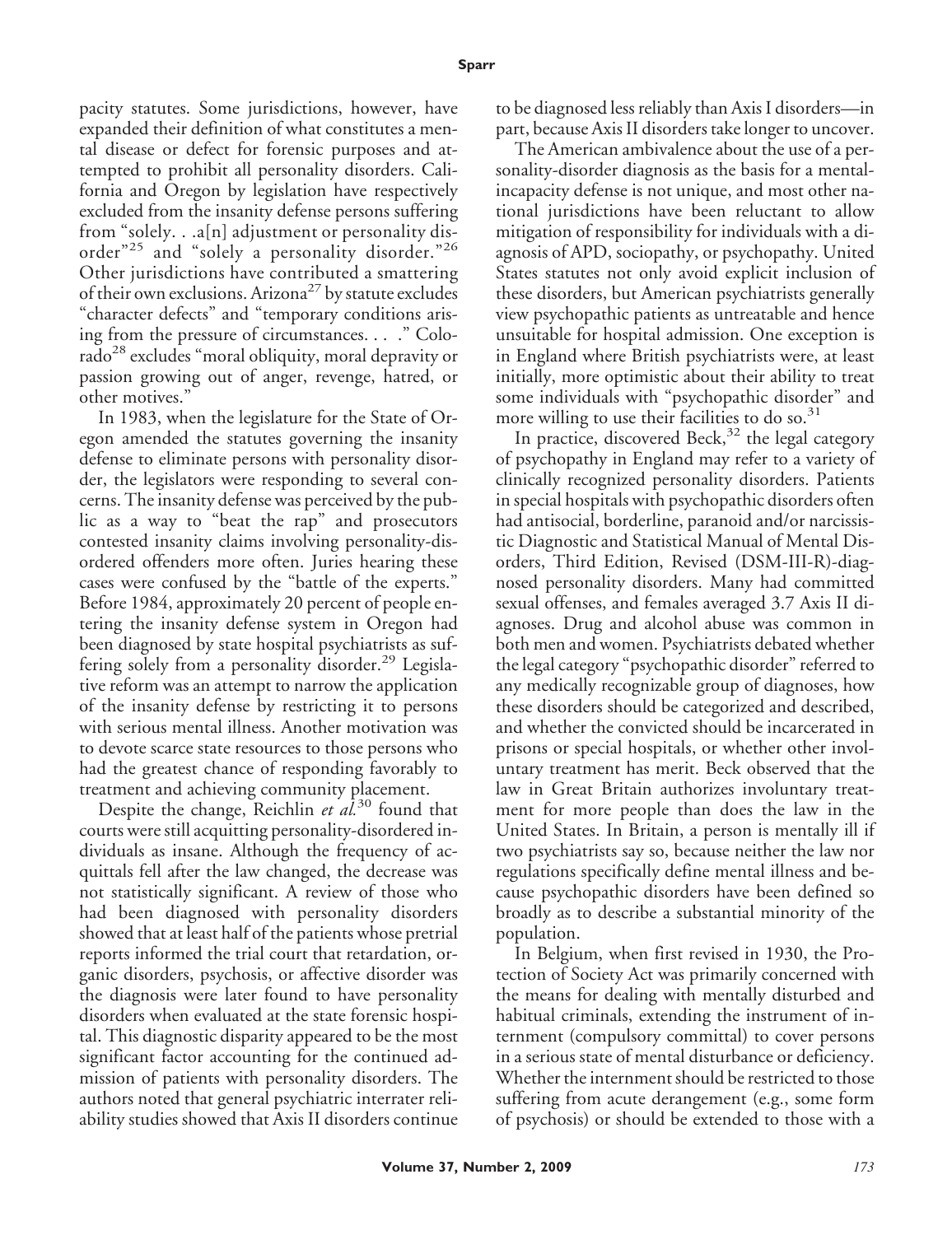pacity statutes. Some jurisdictions, however, have expanded their definition of what constitutes a mental disease or defect for forensic purposes and attempted to prohibit all personality disorders. California and Oregon by legislation have respectively excluded from the insanity defense persons suffering from "solely. . .a[n] adjustment or personality disorder"[25] and "solely a personality disorder."[26] Other jurisdictions have contributed a smattering of their own exclusions. Arizona[27] by statute excludes "character defects" and "temporary conditions arising from the pressure of circumstances. . . ." Colorado[28] excludes "moral obliquity, moral depravity or passion growing out of anger, revenge, hatred, or other motives."

In 1983, when the legislature for the State of Oregon amended the statutes governing the insanity defense to eliminate persons with personality disorder, the legislators were responding to several concerns. The insanity defense was perceived by the public as a way to "beat the rap" and prosecutors contested insanity claims involving personality-disordered offenders more often. Juries hearing these cases were confused by the "battle of the experts." Before 1984, approximately 20 percent of people entering the insanity defense system in Oregon had been diagnosed by state hospital psychiatrists as suffering solely from a personality disorder.[29] Legislative reform was an attempt to narrow the application of the insanity defense by restricting it to persons with serious mental illness. Another motivation was to devote scarce state resources to those persons who had the greatest chance of responding favorably to treatment and achieving community placement.

Despite the change, Reichlin *et al.*[30] found that courts were still acquitting personality-disordered individuals as insane. Although the frequency of acquittals fell after the law changed, the decrease was not statistically significant. A review of those who had been diagnosed with personality disorders showed that at least half of the patients whose pretrial reports informed the trial court that retardation, organic disorders, psychosis, or affective disorder was the diagnosis were later found to have personality disorders when evaluated at the state forensic hospital. This diagnostic disparity appeared to be the most significant factor accounting for the continued admission of patients with personality disorders. The authors noted that general psychiatric interrater reliability studies showed that Axis II disorders continue to be diagnosed less reliably than Axis I disorders—in part, because Axis II disorders take longer to uncover.

The American ambivalence about the use of a personality-disorder diagnosis as the basis for a mental-incapacity defense is not unique, and most other national jurisdictions have been reluctant to allow mitigation of responsibility for individuals with a diagnosis of APD, sociopathy, or psychopathy. United States statutes not only avoid explicit inclusion of these disorders, but American psychiatrists generally view psychopathic patients as untreatable and hence unsuitable for hospital admission. One exception is in England where British psychiatrists were, at least initially, more optimistic about their ability to treat some individuals with "psychopathic disorder" and more willing to use their facilities to do so.[31]

In practice, discovered Beck,[32] the legal category of psychopathy in England may refer to a variety of clinically recognized personality disorders. Patients in special hospitals with psychopathic disorders often had antisocial, borderline, paranoid and/or narcissistic Diagnostic and Statistical Manual of Mental Disorders, Third Edition, Revised (DSM-III-R)-diagnosed personality disorders. Many had committed sexual offenses, and females averaged 3.7 Axis II diagnoses. Drug and alcohol abuse was common in both men and women. Psychiatrists debated whether the legal category "psychopathic disorder" referred to any medically recognizable group of diagnoses, how these disorders should be categorized and described, and whether the convicted should be incarcerated in prisons or special hospitals, or whether other involuntary treatment has merit. Beck observed that the law in Great Britain authorizes involuntary treatment for more people than does the law in the United States. In Britain, a person is mentally ill if two psychiatrists say so, because neither the law nor regulations specifically define mental illness and because psychopathic disorders have been defined so broadly as to describe a substantial minority of the population.

In Belgium, when first revised in 1930, the Protection of Society Act was primarily concerned with the means for dealing with mentally disturbed and habitual criminals, extending the instrument of internment (compulsory committal) to cover persons in a serious state of mental disturbance or deficiency. Whether the internment should be restricted to those suffering from acute derangement (e.g., some form of psychosis) or should be extended to those with a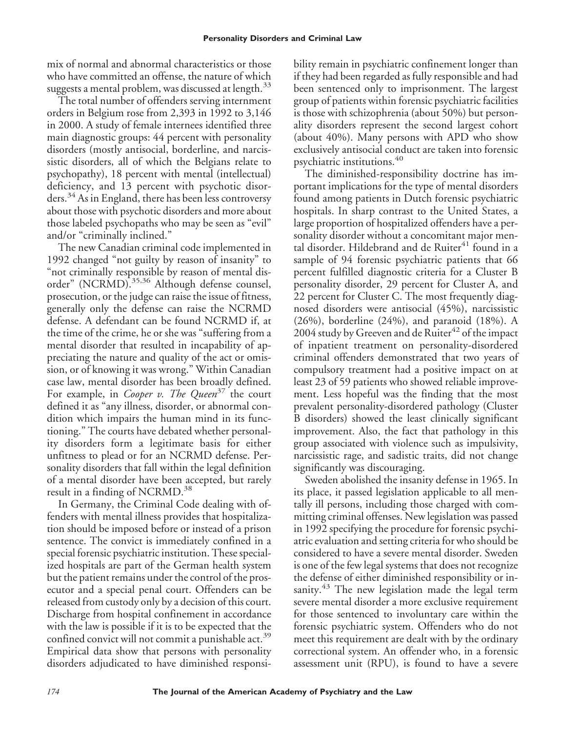mix of normal and abnormal characteristics or those who have committed an offense, the nature of which suggests a mental problem, was discussed at length.[33]

The total number of offenders serving internment orders in Belgium rose from 2,393 in 1992 to 3,146 in 2000. A study of female internees identified three main diagnostic groups: 44 percent with personality disorders (mostly antisocial, borderline, and narcissistic disorders, all of which the Belgians relate to psychopathy), 18 percent with mental (intellectual) deficiency, and 13 percent with psychotic disorders.[34] As in England, there has been less controversy about those with psychotic disorders and more about those labeled psychopaths who may be seen as "evil" and/or "criminally inclined."

The new Canadian criminal code implemented in 1992 changed "not guilty by reason of insanity" to "not criminally responsible by reason of mental disorder" (NCRMD).[35,36] Although defense counsel, prosecution, or the judge can raise the issue of fitness, generally only the defense can raise the NCRMD defense. A defendant can be found NCRMD if, at the time of the crime, he or she was "suffering from a mental disorder that resulted in incapability of appreciating the nature and quality of the act or omission, or of knowing it was wrong." Within Canadian case law, mental disorder has been broadly defined. For example, in *Cooper v. The Queen*[37] the court defined it as "any illness, disorder, or abnormal condition which impairs the human mind in its functioning." The courts have debated whether personality disorders form a legitimate basis for either unfitness to plead or for an NCRMD defense. Personality disorders that fall within the legal definition of a mental disorder have been accepted, but rarely result in a finding of NCRMD.[38]

In Germany, the Criminal Code dealing with offenders with mental illness provides that hospitalization should be imposed before or instead of a prison sentence. The convict is immediately confined in a special forensic psychiatric institution. These specialized hospitals are part of the German health system but the patient remains under the control of the prosecutor and a special penal court. Offenders can be released from custody only by a decision of this court. Discharge from hospital confinement in accordance with the law is possible if it is to be expected that the confined convict will not commit a punishable act.[39] Empirical data show that persons with personality disorders adjudicated to have diminished responsibility remain in psychiatric confinement longer than if they had been regarded as fully responsible and had been sentenced only to imprisonment. The largest group of patients within forensic psychiatric facilities is those with schizophrenia (about 50%) but personality disorders represent the second largest cohort (about 40%). Many persons with APD who show exclusively antisocial conduct are taken into forensic psychiatric institutions.[40]

The diminished-responsibility doctrine has important implications for the type of mental disorders found among patients in Dutch forensic psychiatric hospitals. In sharp contrast to the United States, a large proportion of hospitalized offenders have a personality disorder without a concomitant major mental disorder. Hildebrand and de Ruiter[41] found in a sample of 94 forensic psychiatric patients that 66 percent fulfilled diagnostic criteria for a Cluster B personality disorder, 29 percent for Cluster A, and 22 percent for Cluster C. The most frequently diagnosed disorders were antisocial (45%), narcissistic (26%), borderline (24%), and paranoid (18%). A 2004 study by Greeven and de Ruiter[42] of the impact of inpatient treatment on personality-disordered criminal offenders demonstrated that two years of compulsory treatment had a positive impact on at least 23 of 59 patients who showed reliable improvement. Less hopeful was the finding that the most prevalent personality-disordered pathology (Cluster B disorders) showed the least clinically significant improvement. Also, the fact that pathology in this group associated with violence such as impulsivity, narcissistic rage, and sadistic traits, did not change significantly was discouraging.

Sweden abolished the insanity defense in 1965. In its place, it passed legislation applicable to all mentally ill persons, including those charged with committing criminal offenses. New legislation was passed in 1992 specifying the procedure for forensic psychiatric evaluation and setting criteria for who should be considered to have a severe mental disorder. Sweden is one of the few legal systems that does not recognize the defense of either diminished responsibility or insanity.[43] The new legislation made the legal term severe mental disorder a more exclusive requirement for those sentenced to involuntary care within the forensic psychiatric system. Offenders who do not meet this requirement are dealt with by the ordinary correctional system. An offender who, in a forensic assessment unit (RPU), is found to have a severe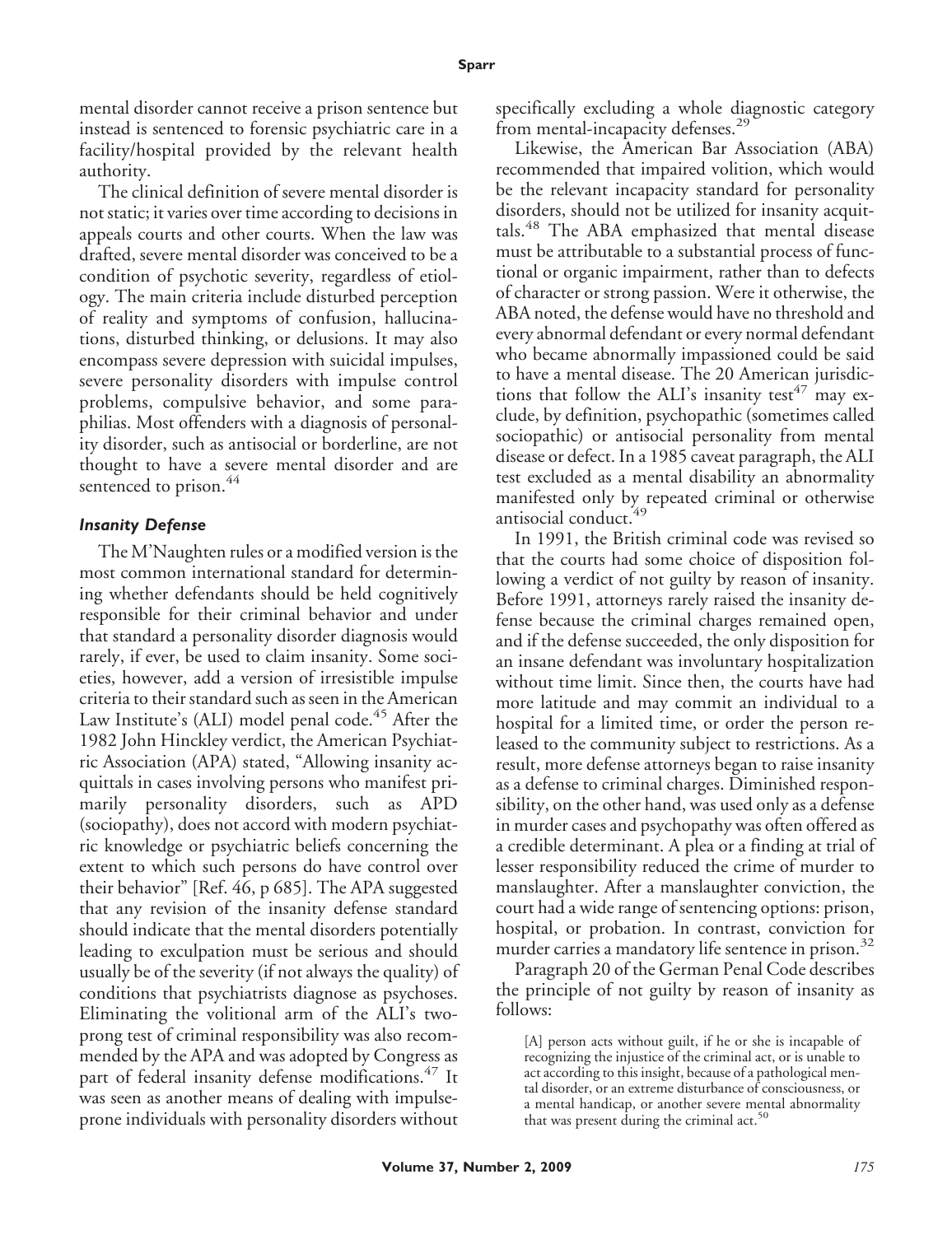mental disorder cannot receive a prison sentence but instead is sentenced to forensic psychiatric care in a facility/hospital provided by the relevant health authority.

The clinical definition of severe mental disorder is not static; it varies over time according to decisions in appeals courts and other courts. When the law was drafted, severe mental disorder was conceived to be a condition of psychotic severity, regardless of etiology. The main criteria include disturbed perception of reality and symptoms of confusion, hallucinations, disturbed thinking, or delusions. It may also encompass severe depression with suicidal impulses, severe personality disorders with impulse control problems, compulsive behavior, and some paraphilias. Most offenders with a diagnosis of personality disorder, such as antisocial or borderline, are not thought to have a severe mental disorder and are sentenced to prison.[44]

### *Insanity Defense*

The M'Naughten rules or a modified version is the most common international standard for determining whether defendants should be held cognitively responsible for their criminal behavior and under that standard a personality disorder diagnosis would rarely, if ever, be used to claim insanity. Some societies, however, add a version of irresistible impulse criteria to their standard such as seen in the American Law Institute's (ALI) model penal code.[45] After the 1982 John Hinckley verdict, the American Psychiatric Association (APA) stated, "Allowing insanity acquittals in cases involving persons who manifest primarily personality disorders, such as APD (sociopathy), does not accord with modern psychiatric knowledge or psychiatric beliefs concerning the extent to which such persons do have control over their behavior" [Ref. 46, p 685]. The APA suggested that any revision of the insanity defense standard should indicate that the mental disorders potentially leading to exculpation must be serious and should usually be of the severity (if not always the quality) of conditions that psychiatrists diagnose as psychoses. Eliminating the volitional arm of the ALI's two-prong test of criminal responsibility was also recommended by the APA and was adopted by Congress as part of federal insanity defense modifications.[47] It was seen as another means of dealing with impulse-prone individuals with personality disorders without specifically excluding a whole diagnostic category from mental-incapacity defenses.[29]

Likewise, the American Bar Association (ABA) recommended that impaired volition, which would be the relevant incapacity standard for personality disorders, should not be utilized for insanity acquittals.[48] The ABA emphasized that mental disease must be attributable to a substantial process of functional or organic impairment, rather than to defects of character or strong passion. Were it otherwise, the ABA noted, the defense would have no threshold and every abnormal defendant or every normal defendant who became abnormally impassioned could be said to have a mental disease. The 20 American jurisdictions that follow the ALI's insanity test[47] may exclude, by definition, psychopathic (sometimes called sociopathic) or antisocial personality from mental disease or defect. In a 1985 caveat paragraph, the ALI test excluded as a mental disability an abnormality manifested only by repeated criminal or otherwise antisocial conduct.[49]

In 1991, the British criminal code was revised so that the courts had some choice of disposition following a verdict of not guilty by reason of insanity. Before 1991, attorneys rarely raised the insanity defense because the criminal charges remained open, and if the defense succeeded, the only disposition for an insane defendant was involuntary hospitalization without time limit. Since then, the courts have had more latitude and may commit an individual to a hospital for a limited time, or order the person released to the community subject to restrictions. As a result, more defense attorneys began to raise insanity as a defense to criminal charges. Diminished responsibility, on the other hand, was used only as a defense in murder cases and psychopathy was often offered as a credible determinant. A plea or a finding at trial of lesser responsibility reduced the crime of murder to manslaughter. After a manslaughter conviction, the court had a wide range of sentencing options: prison, hospital, or probation. In contrast, conviction for murder carries a mandatory life sentence in prison.[32]

Paragraph 20 of the German Penal Code describes the principle of not guilty by reason of insanity as follows:

> [A] person acts without guilt, if he or she is incapable of recognizing the injustice of the criminal act, or is unable to act according to this insight, because of a pathological mental disorder, or an extreme disturbance of consciousness, or a mental handicap, or another severe mental abnormality that was present during the criminal act.[50]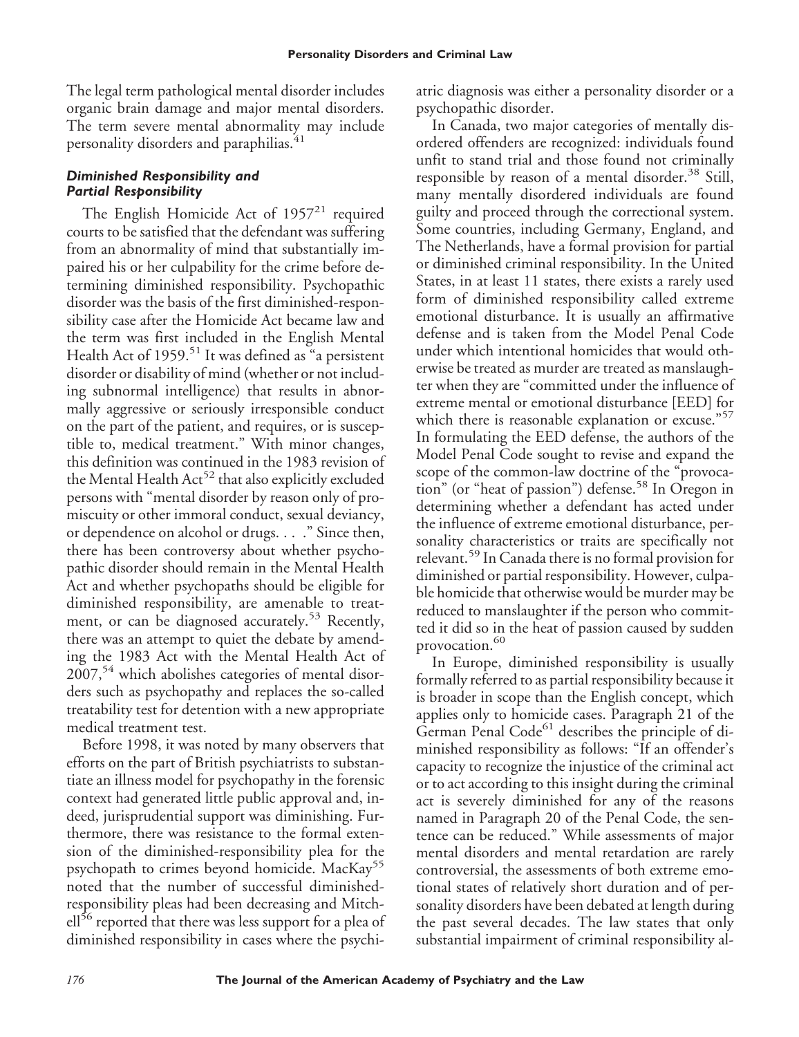The legal term pathological mental disorder includes organic brain damage and major mental disorders. The term severe mental abnormality may include personality disorders and paraphilias.[41]

### *Diminished Responsibility and Partial Responsibility*

The English Homicide Act of 1957[21] required courts to be satisfied that the defendant was suffering from an abnormality of mind that substantially impaired his or her culpability for the crime before determining diminished responsibility. Psychopathic disorder was the basis of the first diminished-responsibility case after the Homicide Act became law and the term was first included in the English Mental Health Act of 1959.[51] It was defined as "a persistent disorder or disability of mind (whether or not including subnormal intelligence) that results in abnormally aggressive or seriously irresponsible conduct on the part of the patient, and requires, or is susceptible to, medical treatment." With minor changes, this definition was continued in the 1983 revision of the Mental Health Act[52] that also explicitly excluded persons with "mental disorder by reason only of promiscuity or other immoral conduct, sexual deviancy, or dependence on alcohol or drugs. . . ." Since then, there has been controversy about whether psychopathic disorder should remain in the Mental Health Act and whether psychopaths should be eligible for diminished responsibility, are amenable to treatment, or can be diagnosed accurately.[53] Recently, there was an attempt to quiet the debate by amending the 1983 Act with the Mental Health Act of 2007,[54] which abolishes categories of mental disorders such as psychopathy and replaces the so-called treatability test for detention with a new appropriate medical treatment test.

Before 1998, it was noted by many observers that efforts on the part of British psychiatrists to substantiate an illness model for psychopathy in the forensic context had generated little public approval and, indeed, jurisprudential support was diminishing. Furthermore, there was resistance to the formal extension of the diminished-responsibility plea for the psychopath to crimes beyond homicide. MacKay[55] noted that the number of successful diminished-responsibility pleas had been decreasing and Mitchell[56] reported that there was less support for a plea of diminished responsibility in cases where the psychiatric diagnosis was either a personality disorder or a psychopathic disorder.

In Canada, two major categories of mentally disordered offenders are recognized: individuals found unfit to stand trial and those found not criminally responsible by reason of a mental disorder.[38] Still, many mentally disordered individuals are found guilty and proceed through the correctional system. Some countries, including Germany, England, and The Netherlands, have a formal provision for partial or diminished criminal responsibility. In the United States, in at least 11 states, there exists a rarely used form of diminished responsibility called extreme emotional disturbance. It is usually an affirmative defense and is taken from the Model Penal Code under which intentional homicides that would otherwise be treated as murder are treated as manslaughter when they are "committed under the influence of extreme mental or emotional disturbance [EED] for which there is reasonable explanation or excuse."[57] In formulating the EED defense, the authors of the Model Penal Code sought to revise and expand the scope of the common-law doctrine of the "provocation" (or "heat of passion") defense.[58] In Oregon in determining whether a defendant has acted under the influence of extreme emotional disturbance, personality characteristics or traits are specifically not relevant.[59] In Canada there is no formal provision for diminished or partial responsibility. However, culpable homicide that otherwise would be murder may be reduced to manslaughter if the person who committed it did so in the heat of passion caused by sudden provocation.[60]

In Europe, diminished responsibility is usually formally referred to as partial responsibility because it is broader in scope than the English concept, which applies only to homicide cases. Paragraph 21 of the German Penal Code[61] describes the principle of diminished responsibility as follows: "If an offender's capacity to recognize the injustice of the criminal act or to act according to this insight during the criminal act is severely diminished for any of the reasons named in Paragraph 20 of the Penal Code, the sentence can be reduced." While assessments of major mental disorders and mental retardation are rarely controversial, the assessments of both extreme emotional states of relatively short duration and of personality disorders have been debated at length during the past several decades. The law states that only substantial impairment of criminal responsibility al-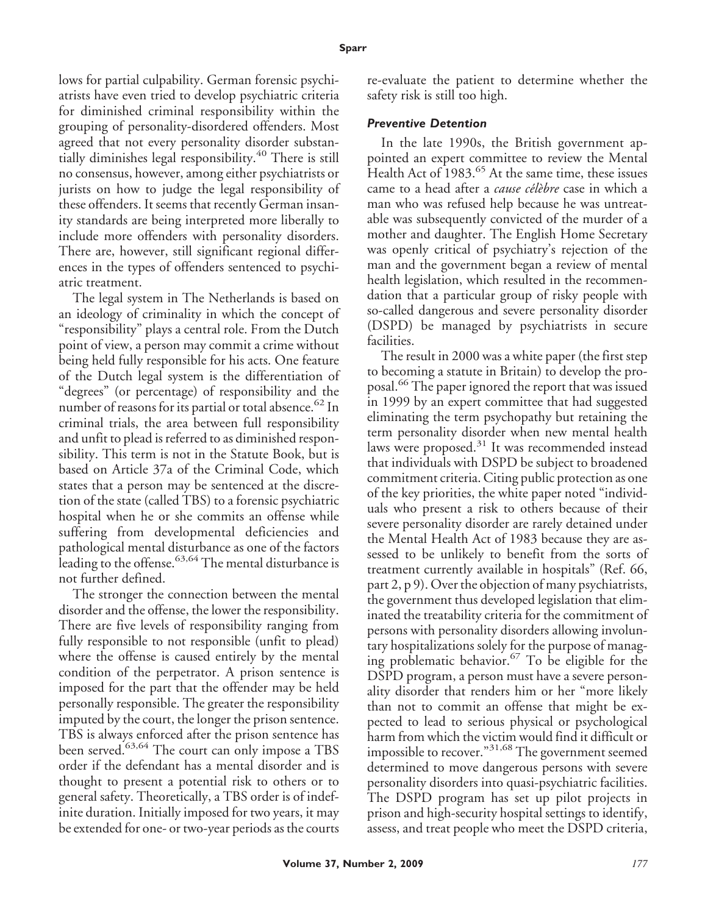lows for partial culpability. German forensic psychiatrists have even tried to develop psychiatric criteria for diminished criminal responsibility within the grouping of personality-disordered offenders. Most agreed that not every personality disorder substantially diminishes legal responsibility.[40] There is still no consensus, however, among either psychiatrists or jurists on how to judge the legal responsibility of these offenders. It seems that recently German insanity standards are being interpreted more liberally to include more offenders with personality disorders. There are, however, still significant regional differences in the types of offenders sentenced to psychiatric treatment.

The legal system in The Netherlands is based on an ideology of criminality in which the concept of "responsibility" plays a central role. From the Dutch point of view, a person may commit a crime without being held fully responsible for his acts. One feature of the Dutch legal system is the differentiation of "degrees" (or percentage) of responsibility and the number of reasons for its partial or total absence.[62] In criminal trials, the area between full responsibility and unfit to plead is referred to as diminished responsibility. This term is not in the Statute Book, but is based on Article 37a of the Criminal Code, which states that a person may be sentenced at the discretion of the state (called TBS) to a forensic psychiatric hospital when he or she commits an offense while suffering from developmental deficiencies and pathological mental disturbance as one of the factors leading to the offense.[63,64] The mental disturbance is not further defined.

The stronger the connection between the mental disorder and the offense, the lower the responsibility. There are five levels of responsibility ranging from fully responsible to not responsible (unfit to plead) where the offense is caused entirely by the mental condition of the perpetrator. A prison sentence is imposed for the part that the offender may be held personally responsible. The greater the responsibility imputed by the court, the longer the prison sentence. TBS is always enforced after the prison sentence has been served.[63,64] The court can only impose a TBS order if the defendant has a mental disorder and is thought to present a potential risk to others or to general safety. Theoretically, a TBS order is of indefinite duration. Initially imposed for two years, it may be extended for one- or two-year periods as the courts re-evaluate the patient to determine whether the safety risk is still too high.

### *Preventive Detention*

In the late 1990s, the British government appointed an expert committee to review the Mental Health Act of 1983.[65] At the same time, these issues came to a head after a *cause célèbre* case in which a man who was refused help because he was untreatable was subsequently convicted of the murder of a mother and daughter. The English Home Secretary was openly critical of psychiatry's rejection of the man and the government began a review of mental health legislation, which resulted in the recommendation that a particular group of risky people with so-called dangerous and severe personality disorder (DSPD) be managed by psychiatrists in secure facilities.

The result in 2000 was a white paper (the first step to becoming a statute in Britain) to develop the proposal.[66] The paper ignored the report that was issued in 1999 by an expert committee that had suggested eliminating the term psychopathy but retaining the term personality disorder when new mental health laws were proposed.[31] It was recommended instead that individuals with DSPD be subject to broadened commitment criteria. Citing public protection as one of the key priorities, the white paper noted "individuals who present a risk to others because of their severe personality disorder are rarely detained under the Mental Health Act of 1983 because they are assessed to be unlikely to benefit from the sorts of treatment currently available in hospitals" (Ref. 66, part 2, p 9). Over the objection of many psychiatrists, the government thus developed legislation that eliminated the treatability criteria for the commitment of persons with personality disorders allowing involuntary hospitalizations solely for the purpose of managing problematic behavior.[67] To be eligible for the DSPD program, a person must have a severe personality disorder that renders him or her "more likely than not to commit an offense that might be expected to lead to serious physical or psychological harm from which the victim would find it difficult or impossible to recover."[31,68] The government seemed determined to move dangerous persons with severe personality disorders into quasi-psychiatric facilities. The DSPD program has set up pilot projects in prison and high-security hospital settings to identify, assess, and treat people who meet the DSPD criteria,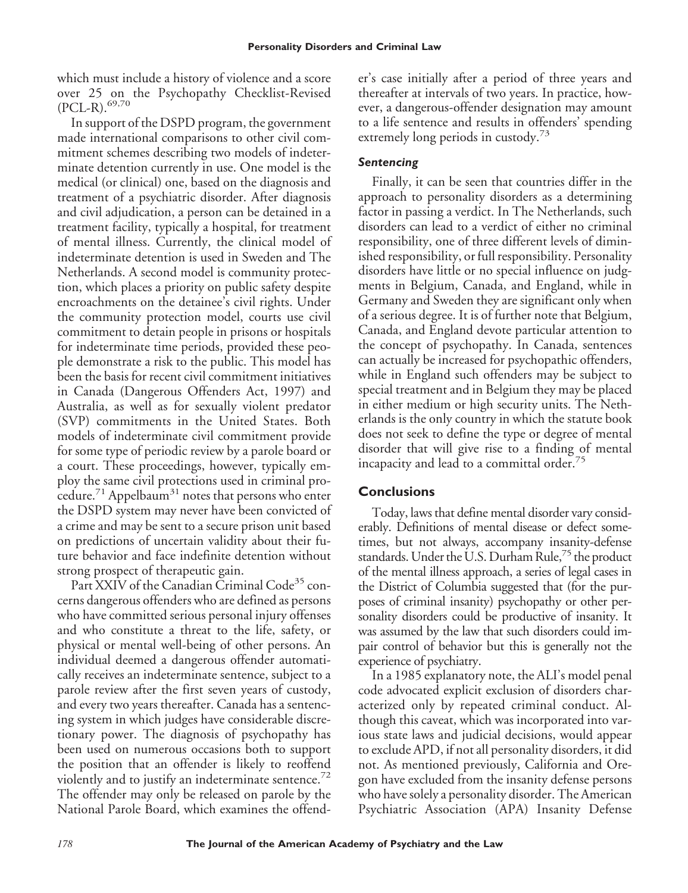which must include a history of violence and a score over 25 on the Psychopathy Checklist-Revised (PCL-R).[69,70]

In support of the DSPD program, the government made international comparisons to other civil commitment schemes describing two models of indeterminate detention currently in use. One model is the medical (or clinical) one, based on the diagnosis and treatment of a psychiatric disorder. After diagnosis and civil adjudication, a person can be detained in a treatment facility, typically a hospital, for treatment of mental illness. Currently, the clinical model of indeterminate detention is used in Sweden and The Netherlands. A second model is community protection, which places a priority on public safety despite encroachments on the detainee's civil rights. Under the community protection model, courts use civil commitment to detain people in prisons or hospitals for indeterminate time periods, provided these people demonstrate a risk to the public. This model has been the basis for recent civil commitment initiatives in Canada (Dangerous Offenders Act, 1997) and Australia, as well as for sexually violent predator (SVP) commitments in the United States. Both models of indeterminate civil commitment provide for some type of periodic review by a parole board or a court. These proceedings, however, typically employ the same civil protections used in criminal procedure.[71] Appelbaum[31] notes that persons who enter the DSPD system may never have been convicted of a crime and may be sent to a secure prison unit based on predictions of uncertain validity about their future behavior and face indefinite detention without strong prospect of therapeutic gain.

Part XXIV of the Canadian Criminal Code[35] concerns dangerous offenders who are defined as persons who have committed serious personal injury offenses and who constitute a threat to the life, safety, or physical or mental well-being of other persons. An individual deemed a dangerous offender automatically receives an indeterminate sentence, subject to a parole review after the first seven years of custody, and every two years thereafter. Canada has a sentencing system in which judges have considerable discretionary power. The diagnosis of psychopathy has been used on numerous occasions both to support the position that an offender is likely to reoffend violently and to justify an indeterminate sentence.[72] The offender may only be released on parole by the National Parole Board, which examines the offender's case initially after a period of three years and thereafter at intervals of two years. In practice, however, a dangerous-offender designation may amount to a life sentence and results in offenders' spending extremely long periods in custody.[73]

### *Sentencing*

Finally, it can be seen that countries differ in the approach to personality disorders as a determining factor in passing a verdict. In The Netherlands, such disorders can lead to a verdict of either no criminal responsibility, one of three different levels of diminished responsibility, or full responsibility. Personality disorders have little or no special influence on judgments in Belgium, Canada, and England, while in Germany and Sweden they are significant only when of a serious degree. It is of further note that Belgium, Canada, and England devote particular attention to the concept of psychopathy. In Canada, sentences can actually be increased for psychopathic offenders, while in England such offenders may be subject to special treatment and in Belgium they may be placed in either medium or high security units. The Netherlands is the only country in which the statute book does not seek to define the type or degree of mental disorder that will give rise to a finding of mental incapacity and lead to a committal order.[75]

## Conclusions

Today, laws that define mental disorder vary considerably. Definitions of mental disease or defect sometimes, but not always, accompany insanity-defense standards. Under the U.S. Durham Rule,[75] the product of the mental illness approach, a series of legal cases in the District of Columbia suggested that (for the purposes of criminal insanity) psychopathy or other personality disorders could be productive of insanity. It was assumed by the law that such disorders could impair control of behavior but this is generally not the experience of psychiatry.

In a 1985 explanatory note, the ALI's model penal code advocated explicit exclusion of disorders characterized only by repeated criminal conduct. Although this caveat, which was incorporated into various state laws and judicial decisions, would appear to exclude APD, if not all personality disorders, it did not. As mentioned previously, California and Oregon have excluded from the insanity defense persons who have solely a personality disorder. The American Psychiatric Association (APA) Insanity Defense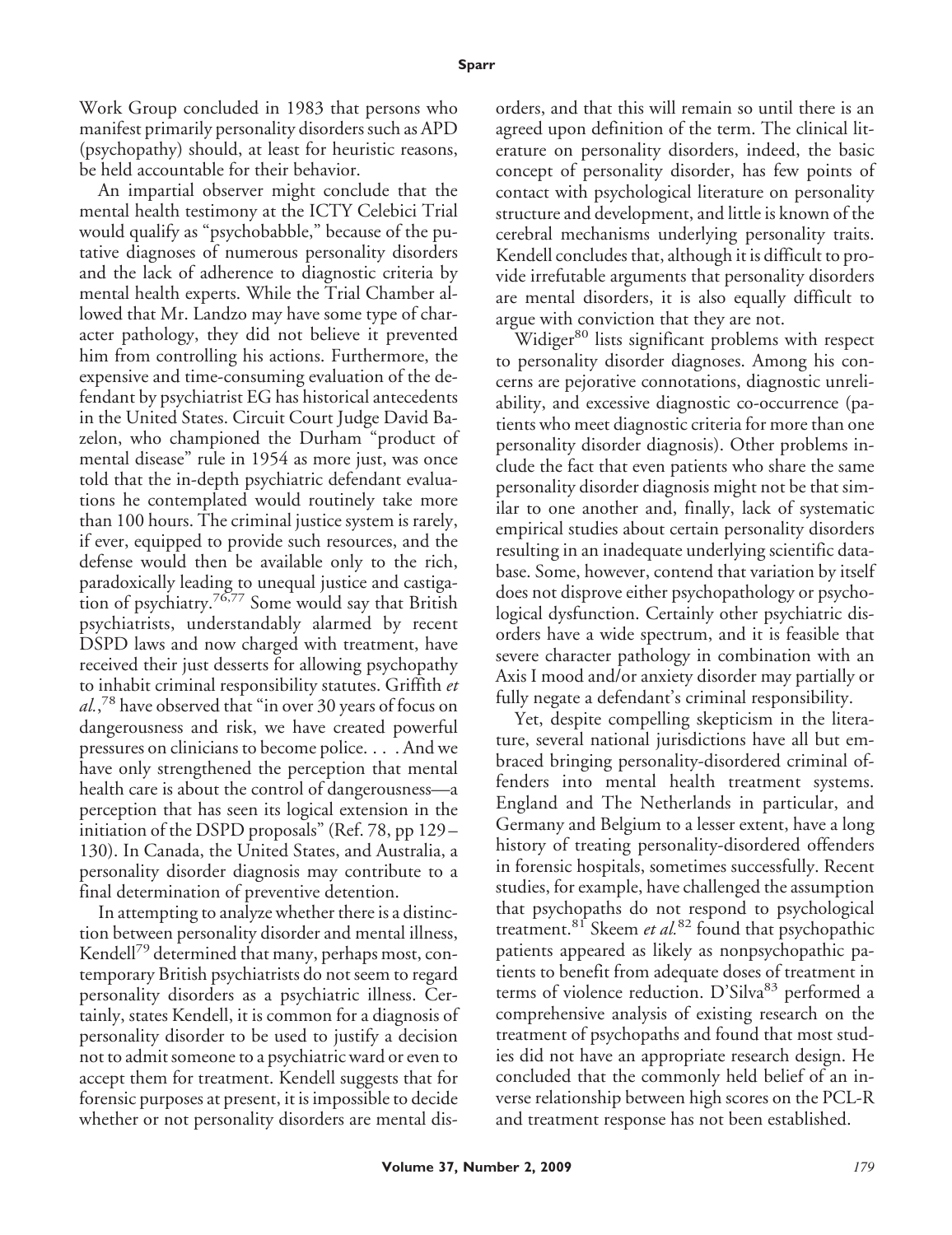Work Group concluded in 1983 that persons who manifest primarily personality disorders such as APD (psychopathy) should, at least for heuristic reasons, be held accountable for their behavior.

An impartial observer might conclude that the mental health testimony at the ICTY Celebici Trial would qualify as "psychobabble," because of the putative diagnoses of numerous personality disorders and the lack of adherence to diagnostic criteria by mental health experts. While the Trial Chamber allowed that Mr. Landzo may have some type of character pathology, they did not believe it prevented him from controlling his actions. Furthermore, the expensive and time-consuming evaluation of the defendant by psychiatrist EG has historical antecedents in the United States. Circuit Court Judge David Bazelon, who championed the Durham "product of mental disease" rule in 1954 as more just, was once told that the in-depth psychiatric defendant evaluations he contemplated would routinely take more than 100 hours. The criminal justice system is rarely, if ever, equipped to provide such resources, and the defense would then be available only to the rich, paradoxically leading to unequal justice and castigation of psychiatry.[76,77] Some would say that British psychiatrists, understandably alarmed by recent DSPD laws and now charged with treatment, have received their just desserts for allowing psychopathy to inhabit criminal responsibility statutes. Griffith *et al.*,[78] have observed that "in over 30 years of focus on dangerousness and risk, we have created powerful pressures on clinicians to become police. . . . And we have only strengthened the perception that mental health care is about the control of dangerousness—a perception that has seen its logical extension in the initiation of the DSPD proposals" (Ref. 78, pp 129–130). In Canada, the United States, and Australia, a personality disorder diagnosis may contribute to a final determination of preventive detention.

In attempting to analyze whether there is a distinction between personality disorder and mental illness, Kendell[79] determined that many, perhaps most, contemporary British psychiatrists do not seem to regard personality disorders as a psychiatric illness. Certainly, states Kendell, it is common for a diagnosis of personality disorder to be used to justify a decision not to admit someone to a psychiatric ward or even to accept them for treatment. Kendell suggests that for forensic purposes at present, it is impossible to decide whether or not personality disorders are mental disorders, and that this will remain so until there is an agreed upon definition of the term. The clinical literature on personality disorders, indeed, the basic concept of personality disorder, has few points of contact with psychological literature on personality structure and development, and little is known of the cerebral mechanisms underlying personality traits. Kendell concludes that, although it is difficult to provide irrefutable arguments that personality disorders are mental disorders, it is also equally difficult to argue with conviction that they are not.

Widiger[80] lists significant problems with respect to personality disorder diagnoses. Among his concerns are pejorative connotations, diagnostic unreliability, and excessive diagnostic co-occurrence (patients who meet diagnostic criteria for more than one personality disorder diagnosis). Other problems include the fact that even patients who share the same personality disorder diagnosis might not be that similar to one another and, finally, lack of systematic empirical studies about certain personality disorders resulting in an inadequate underlying scientific database. Some, however, contend that variation by itself does not disprove either psychopathology or psychological dysfunction. Certainly other psychiatric disorders have a wide spectrum, and it is feasible that severe character pathology in combination with an Axis I mood and/or anxiety disorder may partially or fully negate a defendant's criminal responsibility.

Yet, despite compelling skepticism in the literature, several national jurisdictions have all but embraced bringing personality-disordered criminal offenders into mental health treatment systems. England and The Netherlands in particular, and Germany and Belgium to a lesser extent, have a long history of treating personality-disordered offenders in forensic hospitals, sometimes successfully. Recent studies, for example, have challenged the assumption that psychopaths do not respond to psychological treatment.[81] Skeem *et al.*[82] found that psychopathic patients appeared as likely as nonpsychopathic patients to benefit from adequate doses of treatment in terms of violence reduction. D'Silva[83] performed a comprehensive analysis of existing research on the treatment of psychopaths and found that most studies did not have an appropriate research design. He concluded that the commonly held belief of an inverse relationship between high scores on the PCL-R and treatment response has not been established.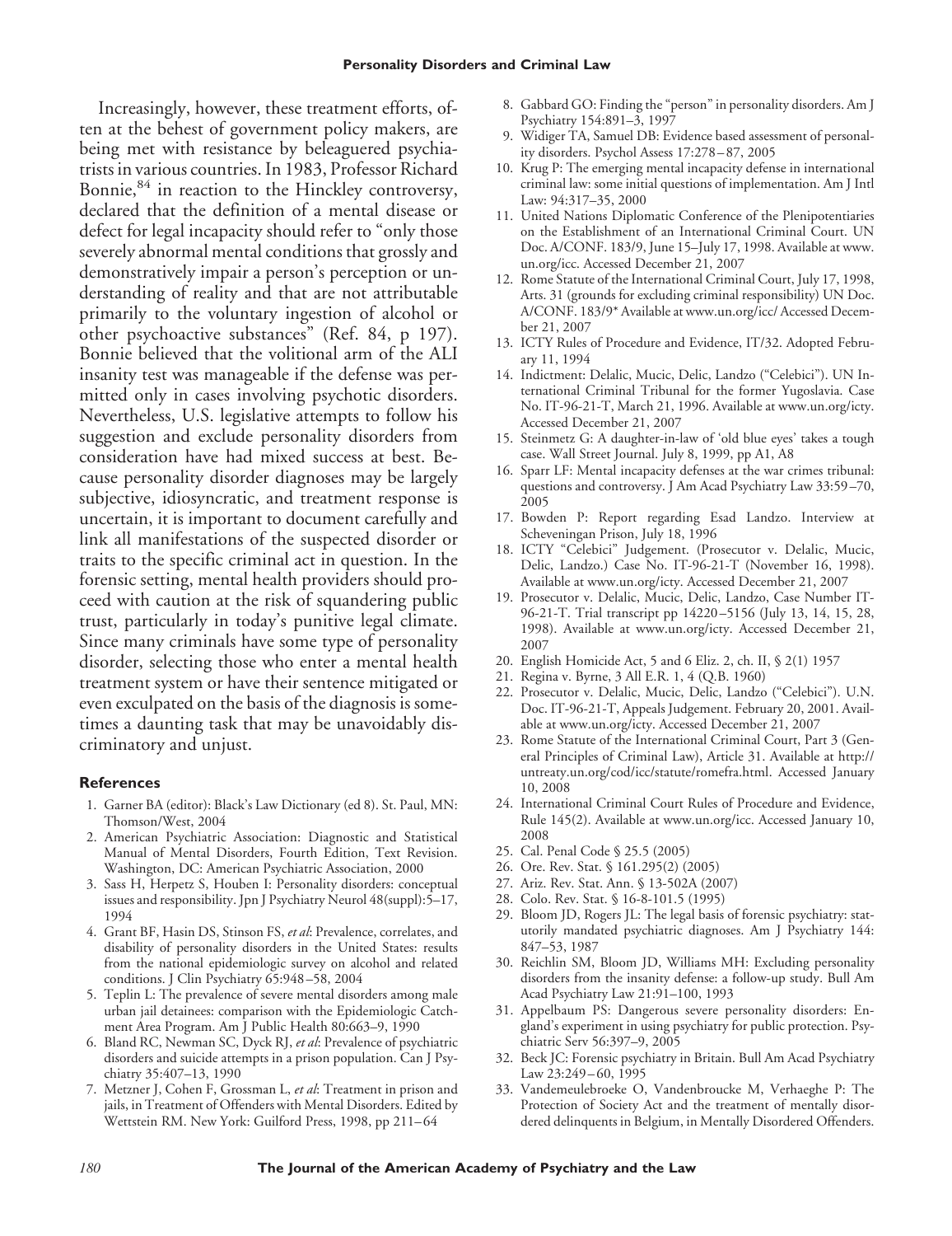Increasingly, however, these treatment efforts, often at the behest of government policy makers, are being met with resistance by beleaguered psychiatrists in various countries. In 1983, Professor Richard Bonnie,[84] in reaction to the Hinckley controversy, declared that the definition of a mental disease or defect for legal incapacity should refer to "only those severely abnormal mental conditions that grossly and demonstratively impair a person's perception or understanding of reality and that are not attributable primarily to the voluntary ingestion of alcohol or other psychoactive substances" (Ref. 84, p 197). Bonnie believed that the volitional arm of the ALI insanity test was manageable if the defense was permitted only in cases involving psychotic disorders. Nevertheless, U.S. legislative attempts to follow his suggestion and exclude personality disorders from consideration have had mixed success at best. Because personality disorder diagnoses may be largely subjective, idiosyncratic, and treatment response is uncertain, it is important to document carefully and link all manifestations of the suspected disorder or traits to the specific criminal act in question. In the forensic setting, mental health providers should proceed with caution at the risk of squandering public trust, particularly in today's punitive legal climate. Since many criminals have some type of personality disorder, selecting those who enter a mental health treatment system or have their sentence mitigated or even exculpated on the basis of the diagnosis is sometimes a daunting task that may be unavoidably discriminatory and unjust.

## References

1. Garner BA (editor): Black's Law Dictionary (ed 8). St. Paul, MN: Thomson/West, 2004
2. American Psychiatric Association: Diagnostic and Statistical Manual of Mental Disorders, Fourth Edition, Text Revision. Washington, DC: American Psychiatric Association, 2000
3. Sass H, Herpetz S, Houben I: Personality disorders: conceptual issues and responsibility. Jpn J Psychiatry Neurol 48(suppl):5–17, 1994
4. Grant BF, Hasin DS, Stinson FS, *et al*: Prevalence, correlates, and disability of personality disorders in the United States: results from the national epidemiologic survey on alcohol and related conditions. J Clin Psychiatry 65:948–58, 2004
5. Teplin L: The prevalence of severe mental disorders among male urban jail detainees: comparison with the Epidemiologic Catchment Area Program. Am J Public Health 80:663–9, 1990
6. Bland RC, Newman SC, Dyck RJ, *et al*: Prevalence of psychiatric disorders and suicide attempts in a prison population. Can J Psychiatry 35:407–13, 1990
7. Metzner J, Cohen F, Grossman L, *et al*: Treatment in prison and jails, in Treatment of Offenders with Mental Disorders. Edited by Wettstein RM. New York: Guilford Press, 1998, pp 211–64
8. Gabbard GO: Finding the "person" in personality disorders. Am J Psychiatry 154:891–3, 1997
9. Widiger TA, Samuel DB: Evidence based assessment of personality disorders. Psychol Assess 17:278–87, 2005
10. Krug P: The emerging mental incapacity defense in international criminal law: some initial questions of implementation. Am J Intl Law: 94:317–35, 2000
11. United Nations Diplomatic Conference of the Plenipotentiaries on the Establishment of an International Criminal Court. UN Doc. A/CONF. 183/9, June 15–July 17, 1998. Available at www.un.org/icc. Accessed December 21, 2007
12. Rome Statute of the International Criminal Court, July 17, 1998, Arts. 31 (grounds for excluding criminal responsibility) UN Doc. A/CONF. 183/9* Available at www.un.org/icc/ Accessed December 21, 2007
13. ICTY Rules of Procedure and Evidence, IT/32. Adopted February 11, 1994
14. Indictment: Delalic, Mucic, Delic, Landzo ("Celebici"). UN International Criminal Tribunal for the former Yugoslavia. Case No. IT-96-21-T, March 21, 1996. Available at www.un.org/icty. Accessed December 21, 2007
15. Steinmetz G: A daughter-in-law of 'old blue eyes' takes a tough case. Wall Street Journal. July 8, 1999, pp A1, A8
16. Sparr LF: Mental incapacity defenses at the war crimes tribunal: questions and controversy. J Am Acad Psychiatry Law 33:59–70, 2005
17. Bowden P: Report regarding Esad Landzo. Interview at Scheveningan Prison, July 18, 1996
18. ICTY "Celebici" Judgement. (Prosecutor v. Delalic, Mucic, Delic, Landzo.) Case No. IT-96-21-T (November 16, 1998). Available at www.un.org/icty. Accessed December 21, 2007
19. Prosecutor v. Delalic, Mucic, Delic, Landzo, Case Number IT-96-21-T. Trial transcript pp 14220–5156 (July 13, 14, 15, 28, 1998). Available at www.un.org/icty. Accessed December 21, 2007
20. English Homicide Act, 5 and 6 Eliz. 2, ch. II, § 2(1) 1957
21. Regina v. Byrne, 3 All E.R. 1, 4 (Q.B. 1960)
22. Prosecutor v. Delalic, Mucic, Delic, Landzo ("Celebici"). U.N. Doc. IT-96-21-T, Appeals Judgement. February 20, 2001. Available at www.un.org/icty. Accessed December 21, 2007
23. Rome Statute of the International Criminal Court, Part 3 (General Principles of Criminal Law), Article 31. Available at http://untreaty.un.org/cod/icc/statute/romefra.html. Accessed January 10, 2008
24. International Criminal Court Rules of Procedure and Evidence, Rule 145(2). Available at www.un.org/icc. Accessed January 10, 2008
25. Cal. Penal Code § 25.5 (2005)
26. Ore. Rev. Stat. § 161.295(2) (2005)
27. Ariz. Rev. Stat. Ann. § 13-502A (2007)
28. Colo. Rev. Stat. § 16-8-101.5 (1995)
29. Bloom JD, Rogers JL: The legal basis of forensic psychiatry: statutorily mandated psychiatric diagnoses. Am J Psychiatry 144: 847–53, 1987
30. Reichlin SM, Bloom JD, Williams MH: Excluding personality disorders from the insanity defense: a follow-up study. Bull Am Acad Psychiatry Law 21:91–100, 1993
31. Appelbaum PS: Dangerous severe personality disorders: England's experiment in using psychiatry for public protection. Psychiatric Serv 56:397–9, 2005
32. Beck JC: Forensic psychiatry in Britain. Bull Am Acad Psychiatry Law 23:249–60, 1995
33. Vandemeulebroeke O, Vandenbroucke M, Verhaeghe P: The Protection of Society Act and the treatment of mentally disordered delinquents in Belgium, in Mentally Disordered Offenders.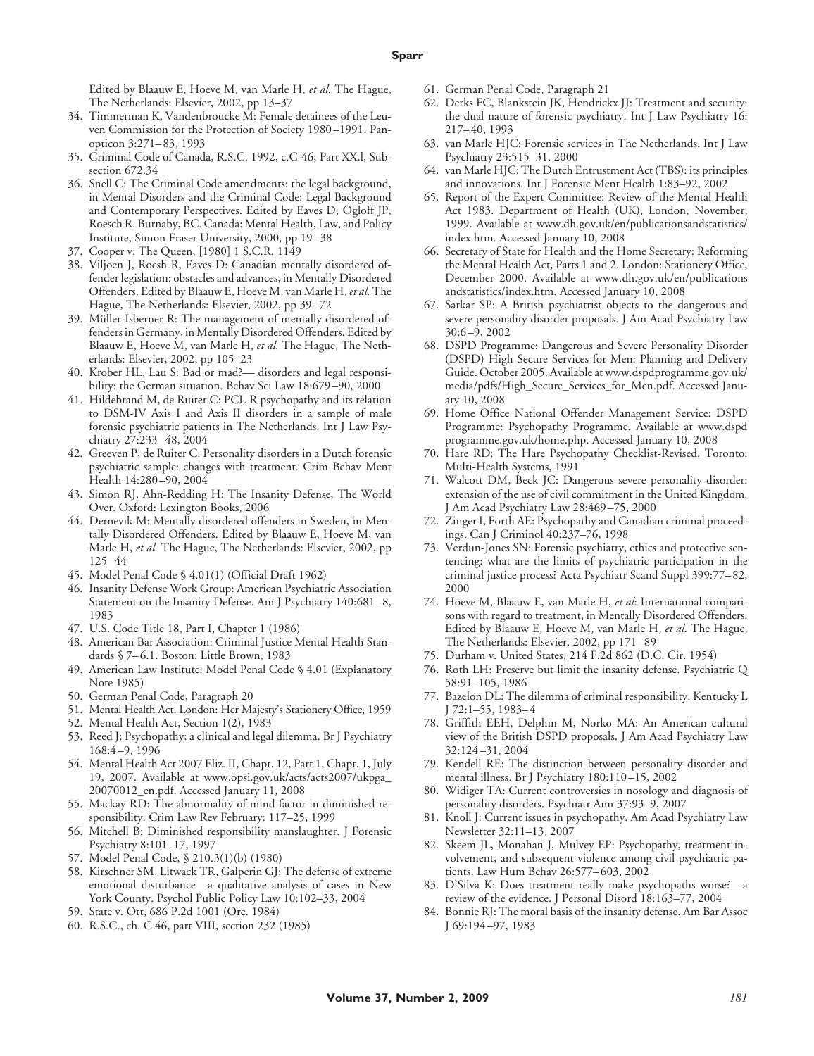Edited by Blaauw E, Hoeve M, van Marle H, *et al.* The Hague, The Netherlands: Elsevier, 2002, pp 13–37

34. Timmerman K, Vandenbroucke M: Female detainees of the Leuven Commission for the Protection of Society 1980–1991. Panopticon 3:271–83, 1993
35. Criminal Code of Canada, R.S.C. 1992, c.C-46, Part XX.l, Subsection 672.34
36. Snell C: The Criminal Code amendments: the legal background, in Mental Disorders and the Criminal Code: Legal Background and Contemporary Perspectives. Edited by Eaves D, Ogloff JP, Roesch R. Burnaby, BC. Canada: Mental Health, Law, and Policy Institute, Simon Fraser University, 2000, pp 19–38
37. Cooper v. The Queen, [1980] 1 S.C.R. 1149
38. Viljoen J, Roesh R, Eaves D: Canadian mentally disordered offender legislation: obstacles and advances, in Mentally Disordered Offenders. Edited by Blaauw E, Hoeve M, van Marle H, *et al.* The Hague, The Netherlands: Elsevier, 2002, pp 39–72
39. Müller-Isberner R: The management of mentally disordered offenders in Germany, in Mentally Disordered Offenders. Edited by Blaauw E, Hoeve M, van Marle H, *et al.* The Hague, The Netherlands: Elsevier, 2002, pp 105–23
40. Krober HL, Lau S: Bad or mad?— disorders and legal responsibility: the German situation. Behav Sci Law 18:679–90, 2000
41. Hildebrand M, de Ruiter C: PCL-R psychopathy and its relation to DSM-IV Axis I and Axis II disorders in a sample of male forensic psychiatric patients in The Netherlands. Int J Law Psychiatry 27:233–48, 2004
42. Greeven P, de Ruiter C: Personality disorders in a Dutch forensic psychiatric sample: changes with treatment. Crim Behav Ment Health 14:280–90, 2004
43. Simon RJ, Ahn-Redding H: The Insanity Defense, The World Over. Oxford: Lexington Books, 2006
44. Dernevik M: Mentally disordered offenders in Sweden, in Mentally Disordered Offenders. Edited by Blaauw E, Hoeve M, van Marle H, *et al.* The Hague, The Netherlands: Elsevier, 2002, pp 125–44
45. Model Penal Code § 4.01(1) (Official Draft 1962)
46. Insanity Defense Work Group: American Psychiatric Association Statement on the Insanity Defense. Am J Psychiatry 140:681–8, 1983
47. U.S. Code Title 18, Part I, Chapter 1 (1986)
48. American Bar Association: Criminal Justice Mental Health Standards § 7–6.1. Boston: Little Brown, 1983
49. American Law Institute: Model Penal Code § 4.01 (Explanatory Note 1985)
50. German Penal Code, Paragraph 20
51. Mental Health Act. London: Her Majesty's Stationery Office, 1959
52. Mental Health Act, Section 1(2), 1983
53. Reed J: Psychopathy: a clinical and legal dilemma. Br J Psychiatry 168:4–9, 1996
54. Mental Health Act 2007 Eliz. II, Chapt. 12, Part 1, Chapt. 1, July 19, 2007. Available at www.opsi.gov.uk/acts/acts2007/ukpga_20070012_en.pdf. Accessed January 11, 2008
55. Mackay RD: The abnormality of mind factor in diminished responsibility. Crim Law Rev February: 117–25, 1999
56. Mitchell B: Diminished responsibility manslaughter. J Forensic Psychiatry 8:101–17, 1997
57. Model Penal Code, § 210.3(1)(b) (1980)
58. Kirschner SM, Litwack TR, Galperin GJ: The defense of extreme emotional disturbance—a qualitative analysis of cases in New York County. Psychol Public Policy Law 10:102–33, 2004
59. State v. Ott, 686 P.2d 1001 (Ore. 1984)
60. R.S.C., ch. C 46, part VIII, section 232 (1985)
61. German Penal Code, Paragraph 21
62. Derks FC, Blankstein JK, Hendrickx JJ: Treatment and security: the dual nature of forensic psychiatry. Int J Law Psychiatry 16: 217–40, 1993
63. van Marle HJC: Forensic services in The Netherlands. Int J Law Psychiatry 23:515–31, 2000
64. van Marle HJC: The Dutch Entrustment Act (TBS): its principles and innovations. Int J Forensic Ment Health 1:83–92, 2002
65. Report of the Expert Committee: Review of the Mental Health Act 1983. Department of Health (UK), London, November, 1999. Available at www.dh.gov.uk/en/publicationsandstatistics/index.htm. Accessed January 10, 2008
66. Secretary of State for Health and the Home Secretary: Reforming the Mental Health Act, Parts 1 and 2. London: Stationery Office, December 2000. Available at www.dh.gov.uk/en/publicationsandstatistics/index.htm. Accessed January 10, 2008
67. Sarkar SP: A British psychiatrist objects to the dangerous and severe personality disorder proposals. J Am Acad Psychiatry Law 30:6–9, 2002
68. DSPD Programme: Dangerous and Severe Personality Disorder (DSPD) High Secure Services for Men: Planning and Delivery Guide. October 2005. Available at www.dspdprogramme.gov.uk/media/pdfs/High_Secure_Services_for_Men.pdf. Accessed January 10, 2008
69. Home Office National Offender Management Service: DSPD Programme: Psychopathy Programme. Available at www.dspdprogramme.gov.uk/home.php. Accessed January 10, 2008
70. Hare RD: The Hare Psychopathy Checklist-Revised. Toronto: Multi-Health Systems, 1991
71. Walcott DM, Beck JC: Dangerous severe personality disorder: extension of the use of civil commitment in the United Kingdom. J Am Acad Psychiatry Law 28:469–75, 2000
72. Zinger I, Forth AE: Psychopathy and Canadian criminal proceedings. Can J Criminol 40:237–76, 1998
73. Verdun-Jones SN: Forensic psychiatry, ethics and protective sentencing: what are the limits of psychiatric participation in the criminal justice process? Acta Psychiatr Scand Suppl 399:77–82, 2000
74. Hoeve M, Blaauw E, van Marle H, *et al*: International comparisons with regard to treatment, in Mentally Disordered Offenders. Edited by Blaauw E, Hoeve M, van Marle H, *et al.* The Hague, The Netherlands: Elsevier, 2002, pp 171–89
75. Durham v. United States, 214 F.2d 862 (D.C. Cir. 1954)
76. Roth LH: Preserve but limit the insanity defense. Psychiatric Q 58:91–105, 1986
77. Bazelon DL: The dilemma of criminal responsibility. Kentucky L J 72:1–55, 1983–4
78. Griffith EEH, Delphin M, Norko MA: An American cultural view of the British DSPD proposals. J Am Acad Psychiatry Law 32:124–31, 2004
79. Kendell RE: The distinction between personality disorder and mental illness. Br J Psychiatry 180:110–15, 2002
80. Widiger TA: Current controversies in nosology and diagnosis of personality disorders. Psychiatr Ann 37:93–9, 2007
81. Knoll J: Current issues in psychopathy. Am Acad Psychiatry Law Newsletter 32:11–13, 2007
82. Skeem JL, Monahan J, Mulvey EP: Psychopathy, treatment involvement, and subsequent violence among civil psychiatric patients. Law Hum Behav 26:577–603, 2002
83. D'Silva K: Does treatment really make psychopaths worse?—a review of the evidence. J Personal Disord 18:163–77, 2004
84. Bonnie RJ: The moral basis of the insanity defense. Am Bar Assoc J 69:194–97, 1983